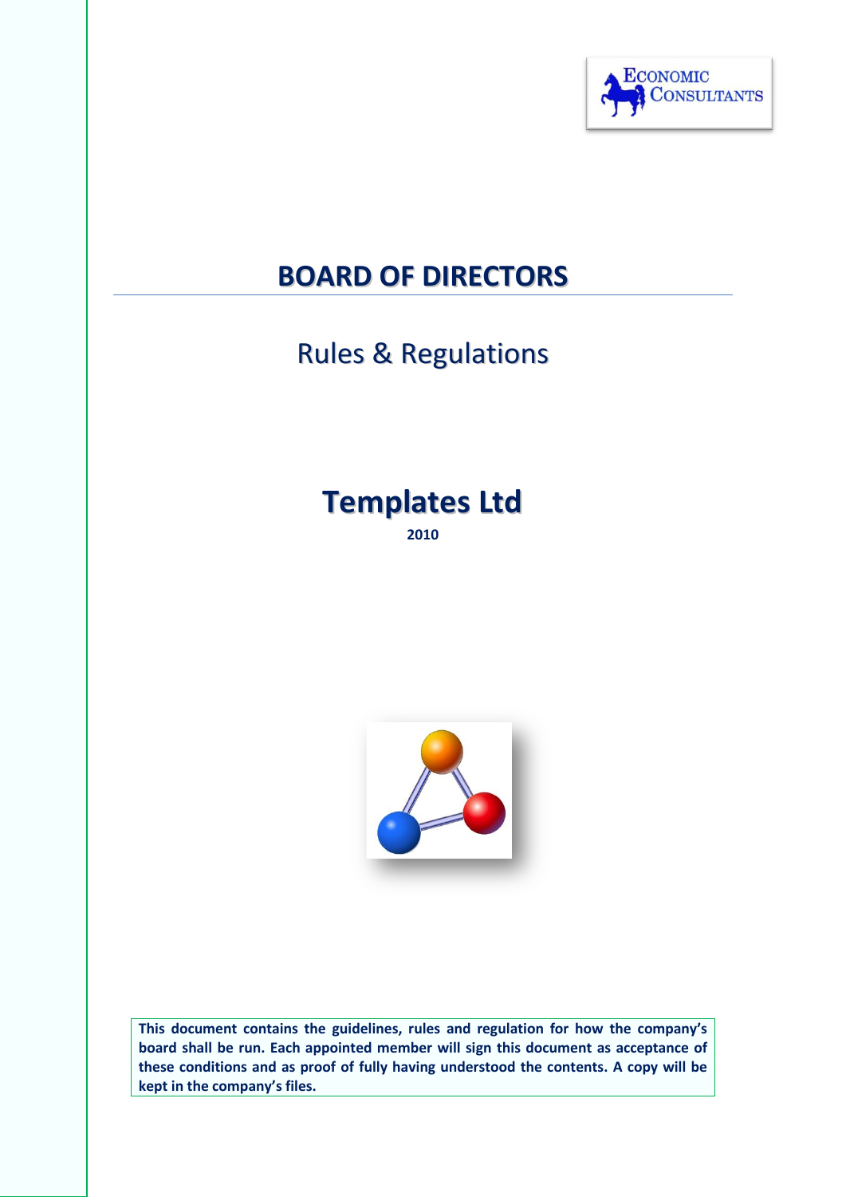Economic Consultants

# BOARD OF DIRECTORS

## Rules & Regulations

# Templates Ltd

**2010**

**This document contains the guidelines, rules and regulation for how the company's board shall be run. Each appointed member will sign this document as acceptance of these conditions and as proof of fully having understood the contents. A copy will be kept in the company's files.**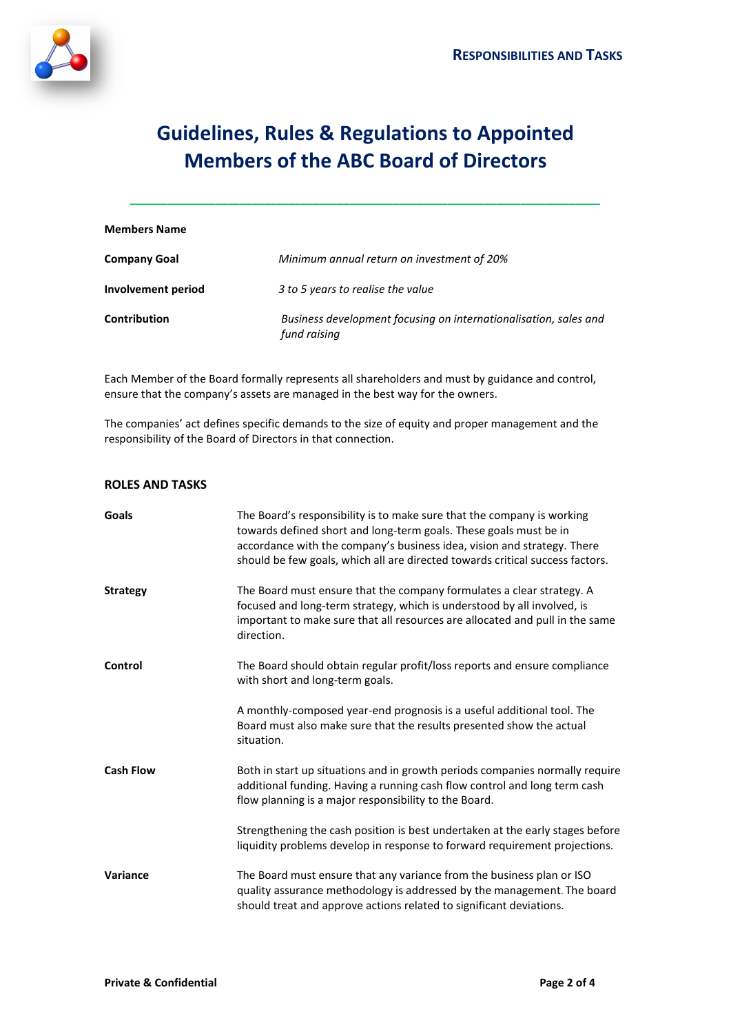# Guidelines, Rules & Regulations to Appointed Members of the ABC Board of Directors

| | |
|---|---|
| **Members Name** | |
| **Company Goal** | *Minimum annual return on investment of 20%* |
| **Involvement period** | *3 to 5 years to realise the value* |
| **Contribution** | *Business development focusing on internationalisation, sales and fund raising* |

Each Member of the Board formally represents all shareholders and must by guidance and control, ensure that the company's assets are managed in the best way for the owners.

The companies' act defines specific demands to the size of equity and proper management and the responsibility of the Board of Directors in that connection.

## ROLES AND TASKS

| | |
|---|---|
| **Goals** | The Board's responsibility is to make sure that the company is working towards defined short and long-term goals. These goals must be in accordance with the company's business idea, vision and strategy. There should be few goals, which all are directed towards critical success factors. |
| **Strategy** | The Board must ensure that the company formulates a clear strategy. A focused and long-term strategy, which is understood by all involved, is important to make sure that all resources are allocated and pull in the same direction. |
| **Control** | The Board should obtain regular profit/loss reports and ensure compliance with short and long-term goals. |
| | A monthly-composed year-end prognosis is a useful additional tool. The Board must also make sure that the results presented show the actual situation. |
| **Cash Flow** | Both in start up situations and in growth periods companies normally require additional funding. Having a running cash flow control and long term cash flow planning is a major responsibility to the Board. |
| | Strengthening the cash position is best undertaken at the early stages before liquidity problems develop in response to forward requirement projections. |
| **Variance** | The Board must ensure that any variance from the business plan or ISO quality assurance methodology is addressed by the management. The board should treat and approve actions related to significant deviations. |

**Private & Confidential**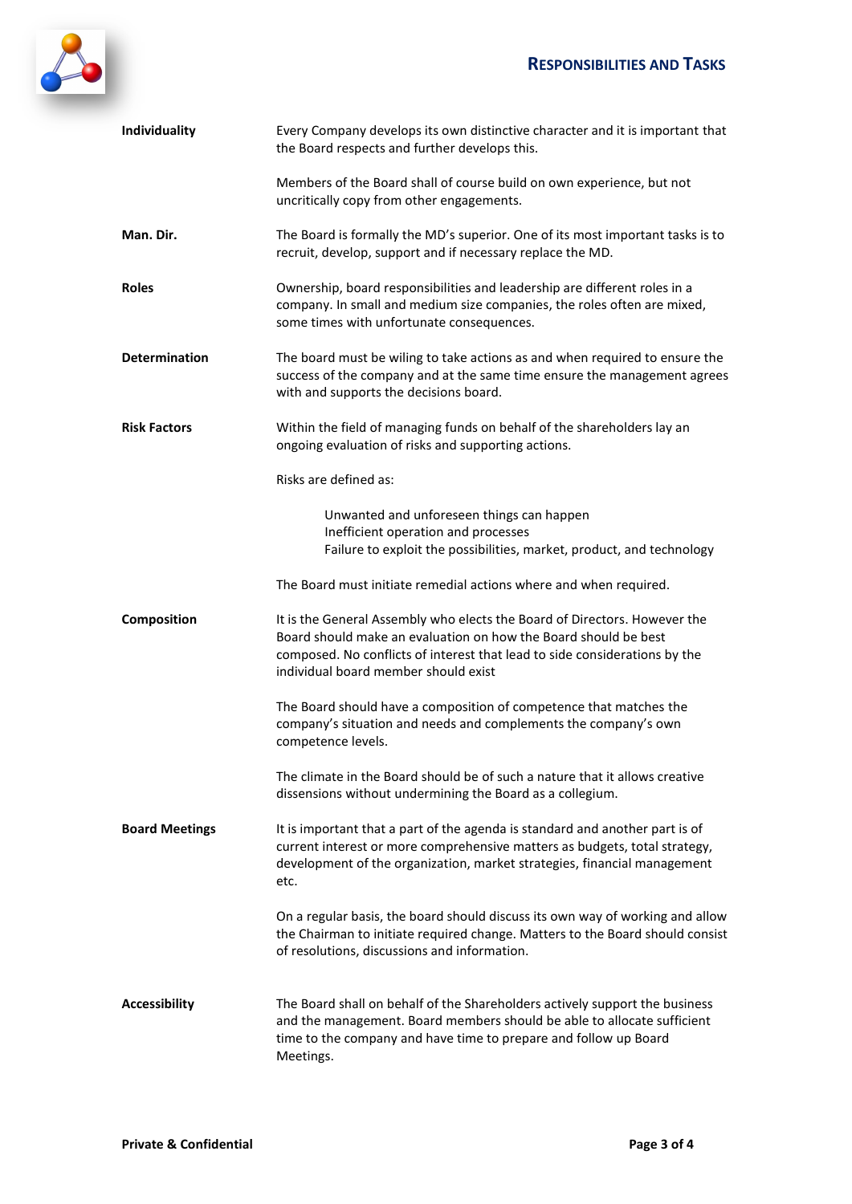| | |
|---|---|
| **Individuality** | Every Company develops its own distinctive character and it is important that the Board respects and further develops this.<br><br>Members of the Board shall of course build on own experience, but not uncritically copy from other engagements. |
| **Man. Dir.** | The Board is formally the MD's superior. One of its most important tasks is to recruit, develop, support and if necessary replace the MD. |
| **Roles** | Ownership, board responsibilities and leadership are different roles in a company. In small and medium size companies, the roles often are mixed, some times with unfortunate consequences. |
| **Determination** | The board must be wiling to take actions as and when required to ensure the success of the company and at the same time ensure the management agrees with and supports the decisions board. |
| **Risk Factors** | Within the field of managing funds on behalf of the shareholders lay an ongoing evaluation of risks and supporting actions.<br><br>Risks are defined as:<br><br>Unwanted and unforeseen things can happen<br>Inefficient operation and processes<br>Failure to exploit the possibilities, market, product, and technology<br><br>The Board must initiate remedial actions where and when required. |
| **Composition** | It is the General Assembly who elects the Board of Directors. However the Board should make an evaluation on how the Board should be best composed. No conflicts of interest that lead to side considerations by the individual board member should exist<br><br>The Board should have a composition of competence that matches the company's situation and needs and complements the company's own competence levels.<br><br>The climate in the Board should be of such a nature that it allows creative dissensions without undermining the Board as a collegium. |
| **Board Meetings** | It is important that a part of the agenda is standard and another part is of current interest or more comprehensive matters as budgets, total strategy, development of the organization, market strategies, financial management etc.<br><br>On a regular basis, the board should discuss its own way of working and allow the Chairman to initiate required change. Matters to the Board should consist of resolutions, discussions and information. |
| **Accessibility** | The Board shall on behalf of the Shareholders actively support the business and the management. Board members should be able to allocate sufficient time to the company and have time to prepare and follow up Board Meetings. |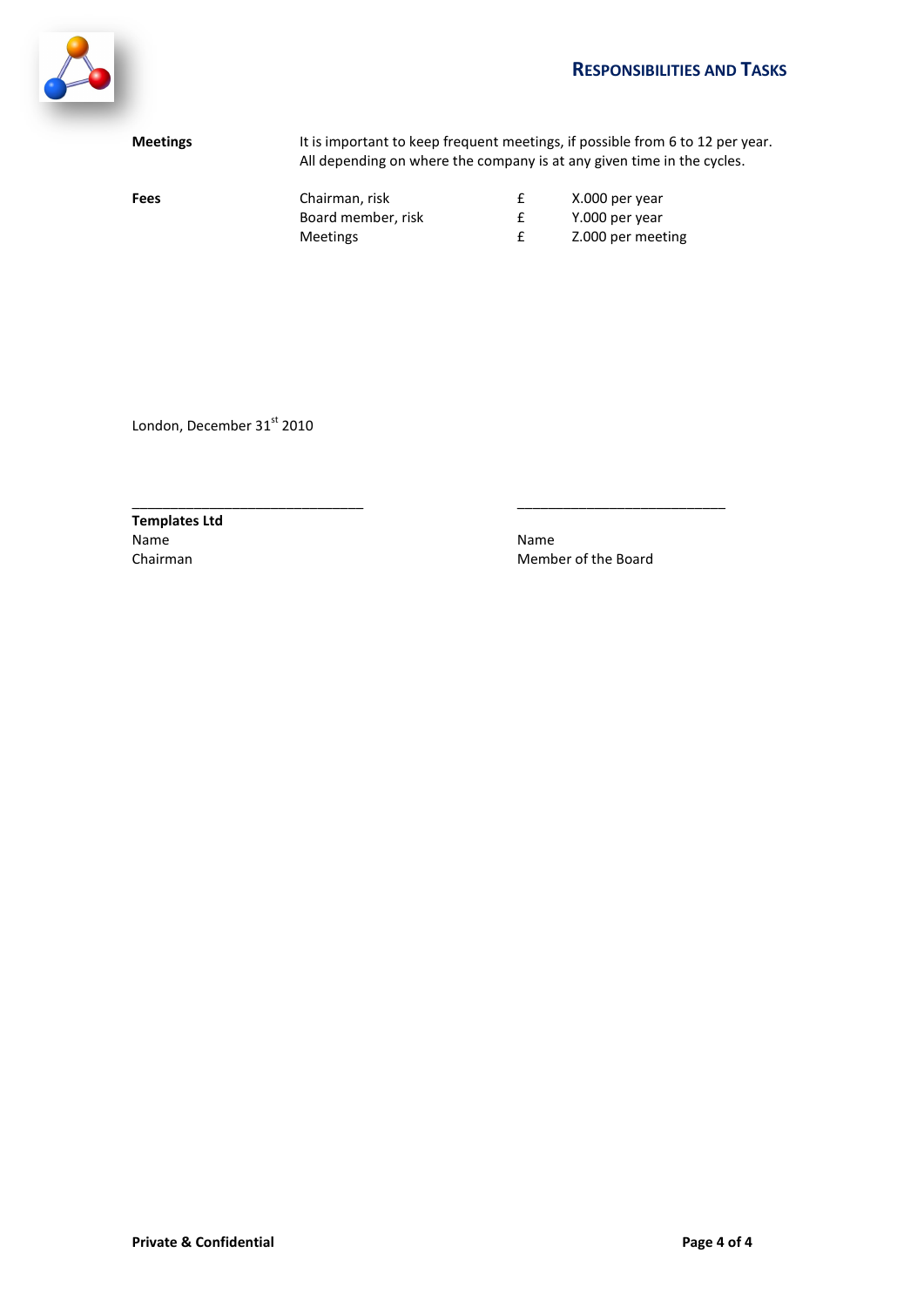**Meetings**

It is important to keep frequent meetings, if possible from 6 to 12 per year. All depending on where the company is at any given time in the cycles.

**Fees**

| | | |
|---|---|---|
| Chairman, risk | £ | X.000 per year |
| Board member, risk | £ | Y.000 per year |
| Meetings | £ | Z.000 per meeting |

London, December 31st 2010

______________________________

**Templates Ltd**
Name
Chairman

______________________________

Name
Member of the Board

**Private & Confidential**